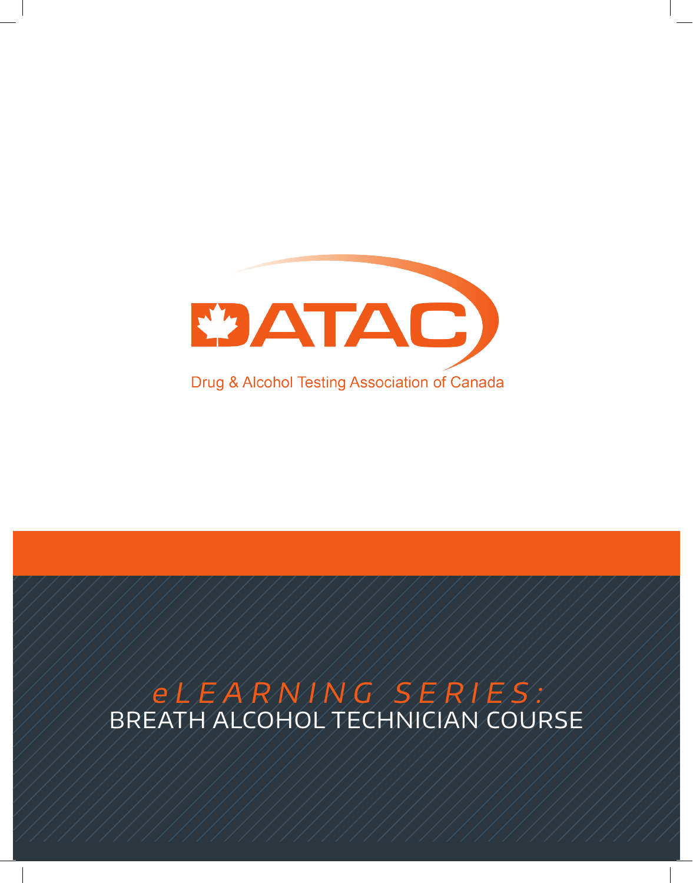DATAC

Drug & Alcohol Testing Association of Canada

# *eLEARNING SERIES:*

# BREATH ALCOHOL TECHNICIAN COURSE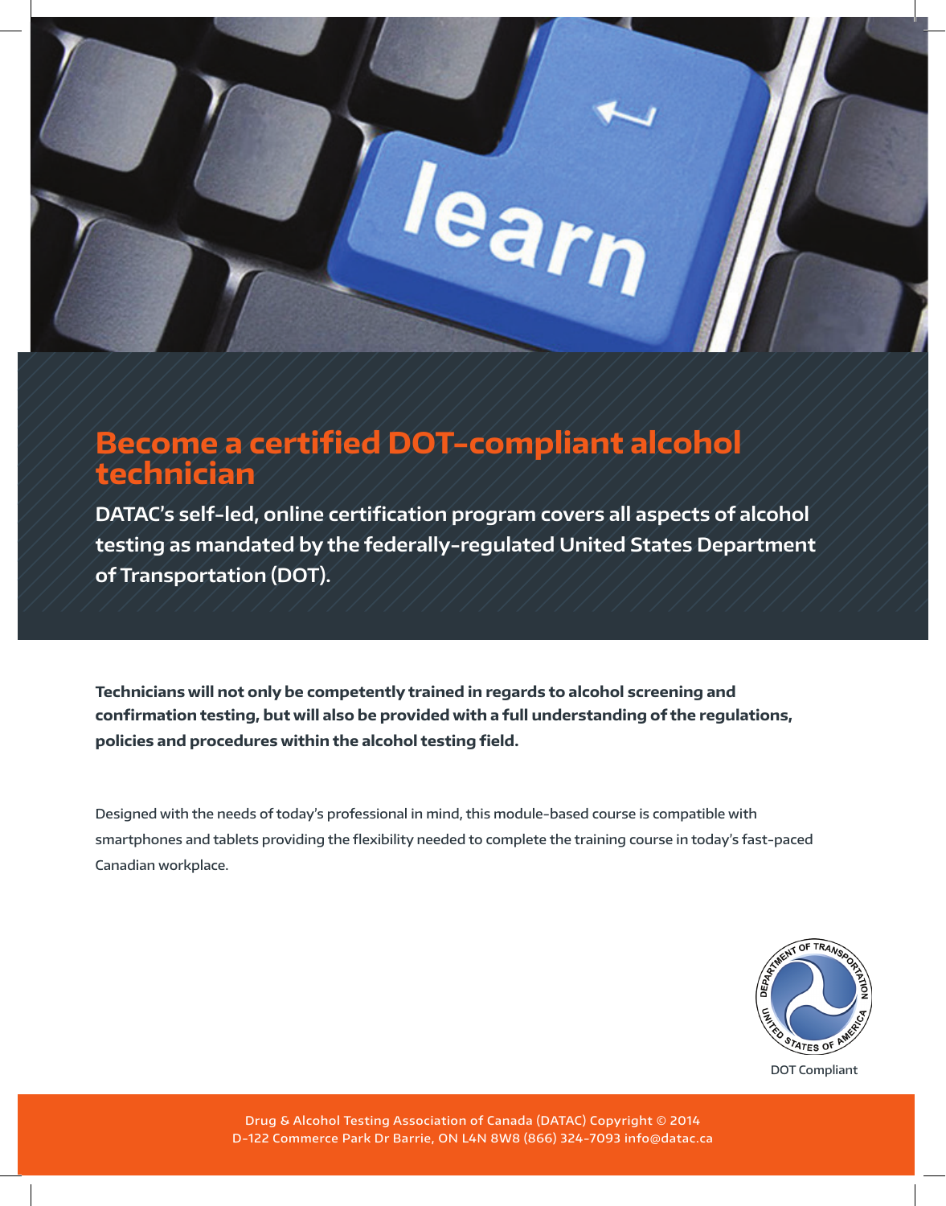# Become a certified DOT-compliant alcohol technician

**DATAC's self-led, online certification program covers all aspects of alcohol testing as mandated by the federally-regulated United States Department of Transportation (DOT).**

**Technicians will not only be competently trained in regards to alcohol screening and confirmation testing, but will also be provided with a full understanding of the regulations, policies and procedures within the alcohol testing field.**

Designed with the needs of today's professional in mind, this module-based course is compatible with smartphones and tablets providing the flexibility needed to complete the training course in today's fast-paced Canadian workplace.

DOT Compliant

Drug & Alcohol Testing Association of Canada (DATAC) Copyright © 2014
D-122 Commerce Park Dr Barrie, ON L4N 8W8 (866) 324-7093 info@datac.ca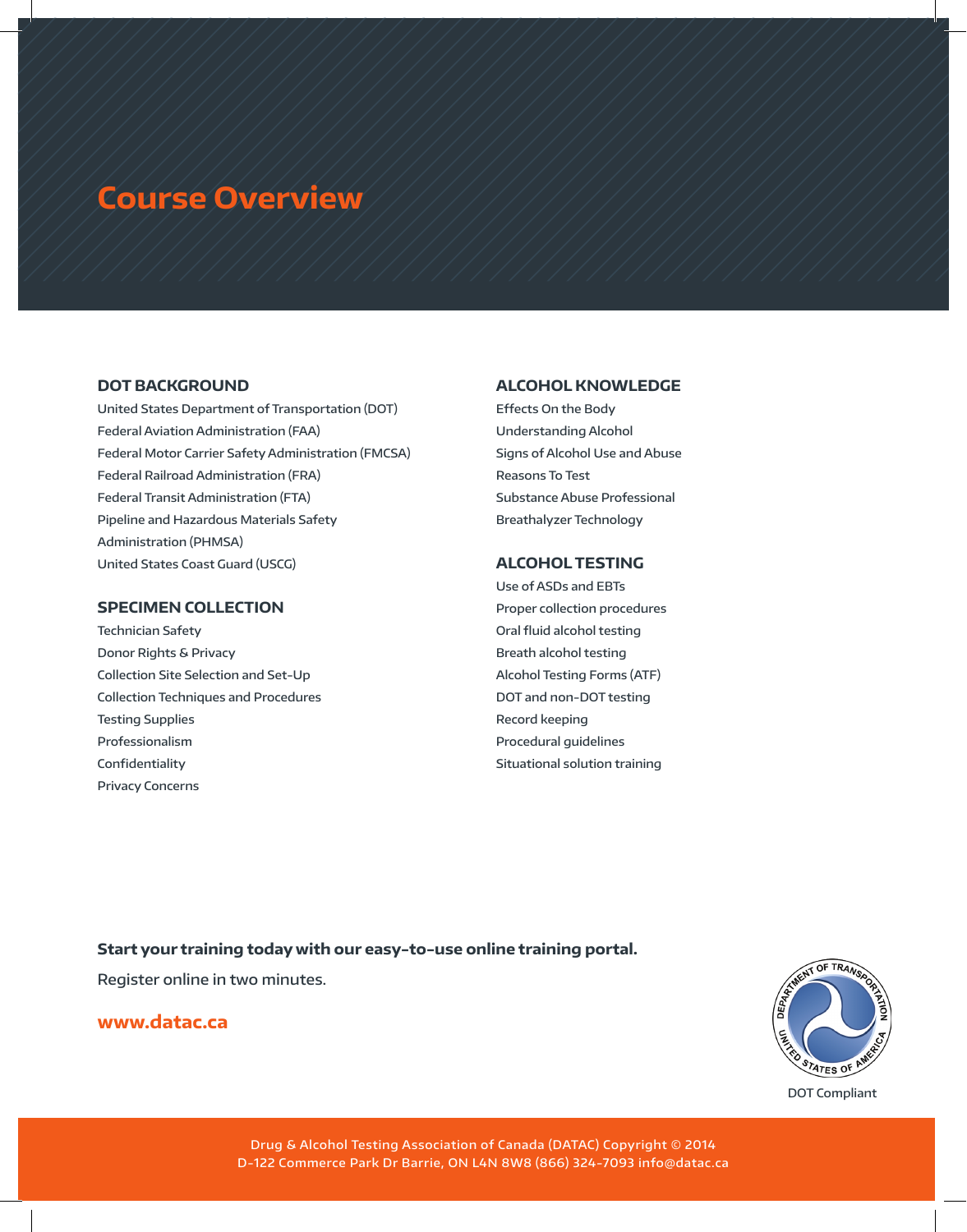# Course Overview

## DOT BACKGROUND

United States Department of Transportation (DOT)
Federal Aviation Administration (FAA)
Federal Motor Carrier Safety Administration (FMCSA)
Federal Railroad Administration (FRA)
Federal Transit Administration (FTA)
Pipeline and Hazardous Materials Safety Administration (PHMSA)
United States Coast Guard (USCG)

## SPECIMEN COLLECTION

Technician Safety
Donor Rights & Privacy
Collection Site Selection and Set-Up
Collection Techniques and Procedures
Testing Supplies
Professionalism
Confidentiality
Privacy Concerns

## ALCOHOL KNOWLEDGE

Effects On the Body
Understanding Alcohol
Signs of Alcohol Use and Abuse
Reasons To Test
Substance Abuse Professional
Breathalyzer Technology

## ALCOHOL TESTING

Use of ASDs and EBTs
Proper collection procedures
Oral fluid alcohol testing
Breath alcohol testing
Alcohol Testing Forms (ATF)
DOT and non-DOT testing
Record keeping
Procedural guidelines
Situational solution training

**Start your training today with our easy-to-use online training portal.**

Register online in two minutes.

**www.datac.ca**

DEPARTMENT OF TRANSPORTATION UNITED STATES OF AMERICA

DOT Compliant

Drug & Alcohol Testing Association of Canada (DATAC) Copyright © 2014
D-122 Commerce Park Dr Barrie, ON L4N 8W8 (866) 324-7093 info@datac.ca